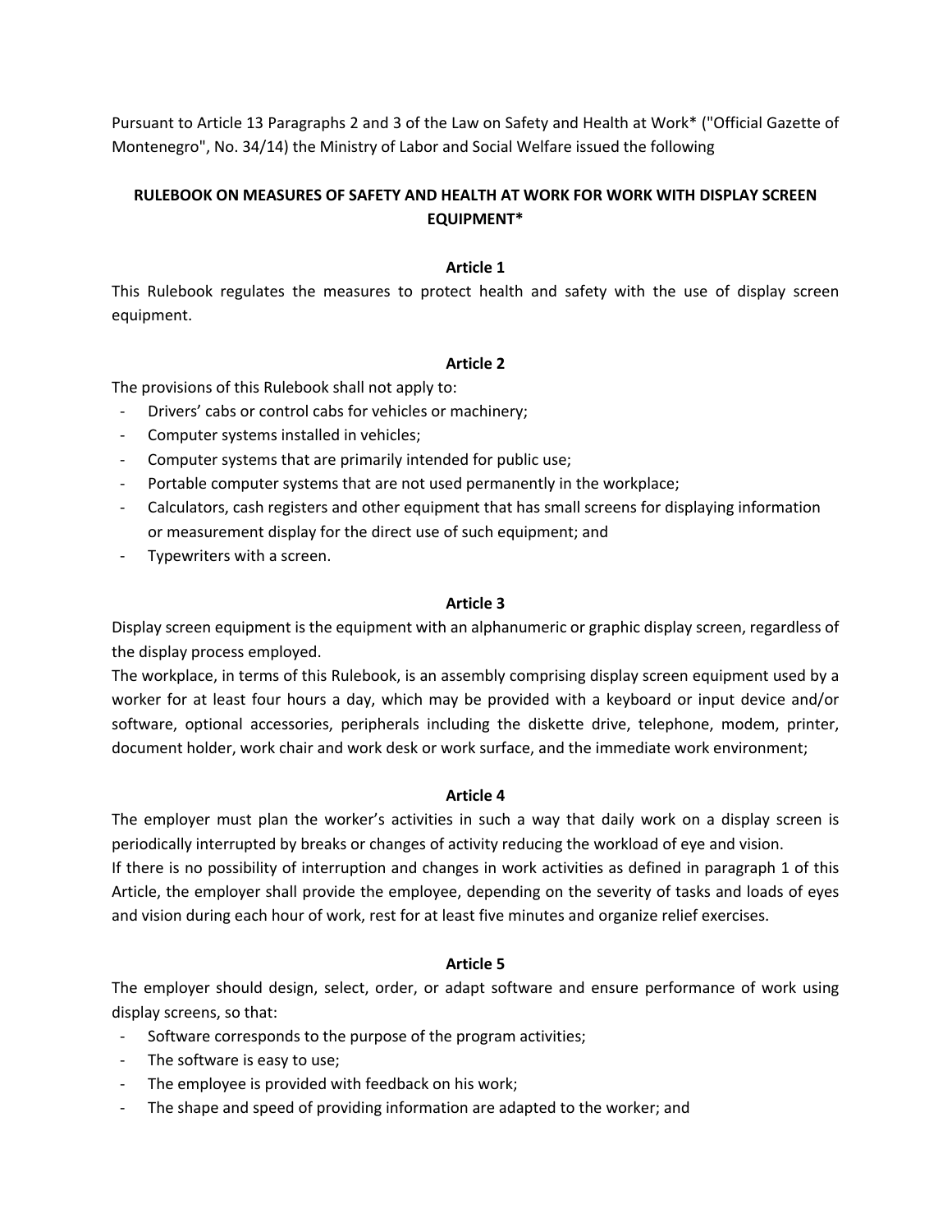Pursuant to Article 13 Paragraphs 2 and 3 of the Law on Safety and Health at Work* ("Official Gazette of Montenegro", No. 34/14) the Ministry of Labor and Social Welfare issued the following

# RULEBOOK ON MEASURES OF SAFETY AND HEALTH AT WORK FOR WORK WITH DISPLAY SCREEN EQUIPMENT*

### Article 1

This Rulebook regulates the measures to protect health and safety with the use of display screen equipment.

### Article 2

The provisions of this Rulebook shall not apply to:

- Drivers' cabs or control cabs for vehicles or machinery;
- Computer systems installed in vehicles;
- Computer systems that are primarily intended for public use;
- Portable computer systems that are not used permanently in the workplace;
- Calculators, cash registers and other equipment that has small screens for displaying information or measurement display for the direct use of such equipment; and
- Typewriters with a screen.

### Article 3

Display screen equipment is the equipment with an alphanumeric or graphic display screen, regardless of the display process employed.

The workplace, in terms of this Rulebook, is an assembly comprising display screen equipment used by a worker for at least four hours a day, which may be provided with a keyboard or input device and/or software, optional accessories, peripherals including the diskette drive, telephone, modem, printer, document holder, work chair and work desk or work surface, and the immediate work environment;

### Article 4

The employer must plan the worker's activities in such a way that daily work on a display screen is periodically interrupted by breaks or changes of activity reducing the workload of eye and vision.

If there is no possibility of interruption and changes in work activities as defined in paragraph 1 of this Article, the employer shall provide the employee, depending on the severity of tasks and loads of eyes and vision during each hour of work, rest for at least five minutes and organize relief exercises.

### Article 5

The employer should design, select, order, or adapt software and ensure performance of work using display screens, so that:

- Software corresponds to the purpose of the program activities;
- The software is easy to use;
- The employee is provided with feedback on his work;
- The shape and speed of providing information are adapted to the worker; and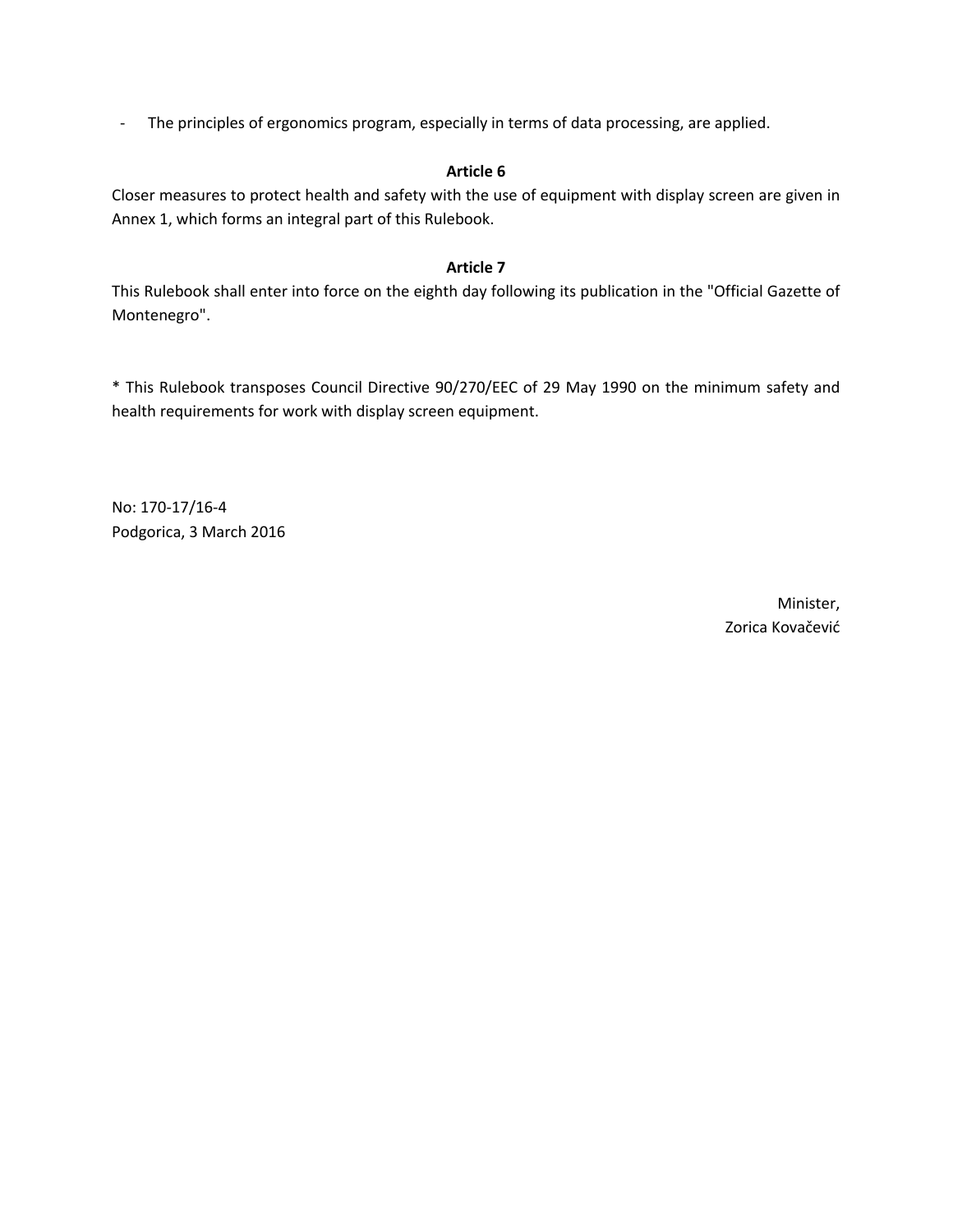- The principles of ergonomics program, especially in terms of data processing, are applied.

**Article 6**

Closer measures to protect health and safety with the use of equipment with display screen are given in Annex 1, which forms an integral part of this Rulebook.

**Article 7**

This Rulebook shall enter into force on the eighth day following its publication in the "Official Gazette of Montenegro".

* This Rulebook transposes Council Directive 90/270/EEC of 29 May 1990 on the minimum safety and health requirements for work with display screen equipment.

No: 170-17/16-4
Podgorica, 3 March 2016

Minister,
Zorica Kovačević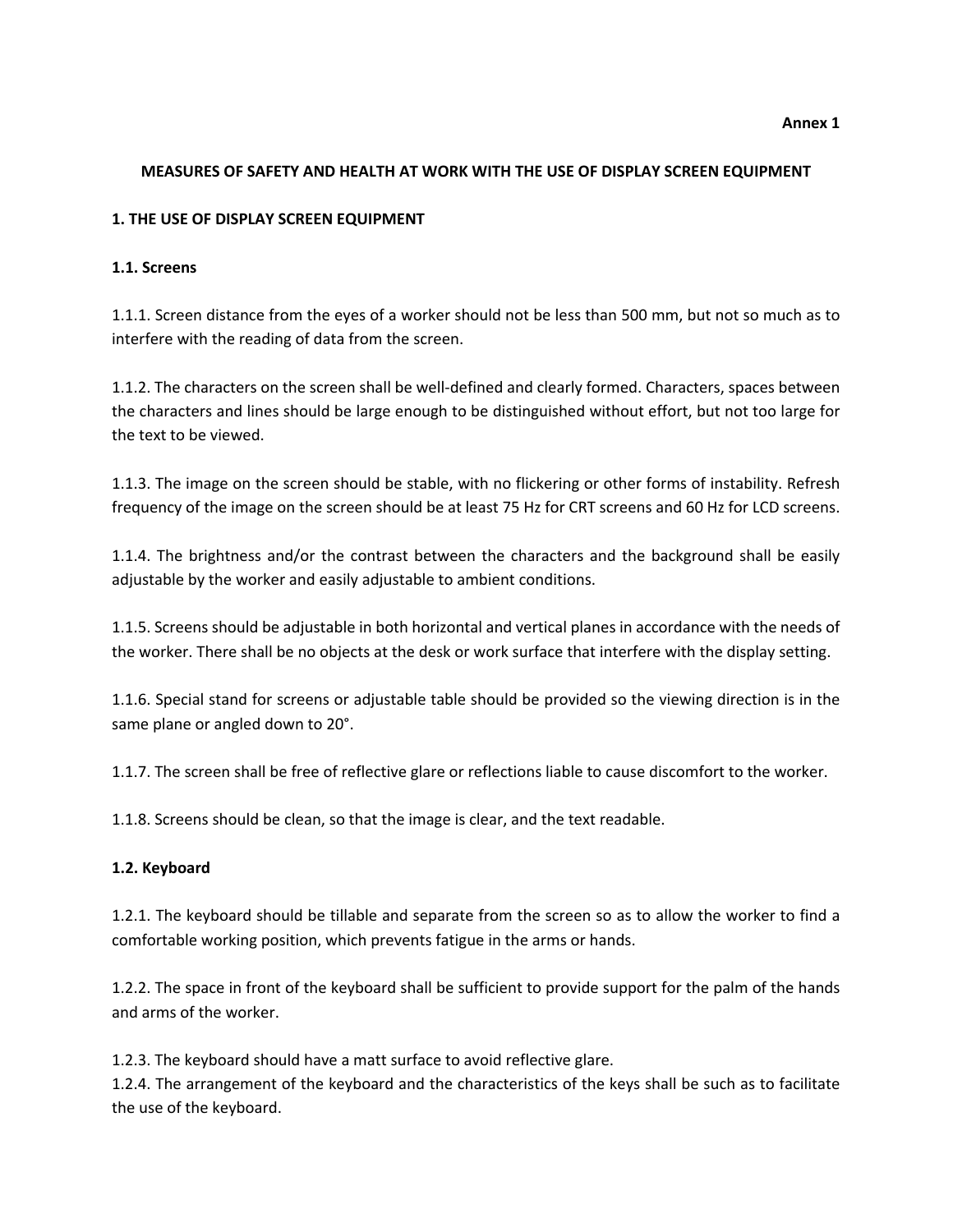**Annex 1**

## MEASURES OF SAFETY AND HEALTH AT WORK WITH THE USE OF DISPLAY SCREEN EQUIPMENT

### 1. THE USE OF DISPLAY SCREEN EQUIPMENT

#### 1.1. Screens

1.1.1. Screen distance from the eyes of a worker should not be less than 500 mm, but not so much as to interfere with the reading of data from the screen.

1.1.2. The characters on the screen shall be well-defined and clearly formed. Characters, spaces between the characters and lines should be large enough to be distinguished without effort, but not too large for the text to be viewed.

1.1.3. The image on the screen should be stable, with no flickering or other forms of instability. Refresh frequency of the image on the screen should be at least 75 Hz for CRT screens and 60 Hz for LCD screens.

1.1.4. The brightness and/or the contrast between the characters and the background shall be easily adjustable by the worker and easily adjustable to ambient conditions.

1.1.5. Screens should be adjustable in both horizontal and vertical planes in accordance with the needs of the worker. There shall be no objects at the desk or work surface that interfere with the display setting.

1.1.6. Special stand for screens or adjustable table should be provided so the viewing direction is in the same plane or angled down to 20°.

1.1.7. The screen shall be free of reflective glare or reflections liable to cause discomfort to the worker.

1.1.8. Screens should be clean, so that the image is clear, and the text readable.

#### 1.2. Keyboard

1.2.1. The keyboard should be tillable and separate from the screen so as to allow the worker to find a comfortable working position, which prevents fatigue in the arms or hands.

1.2.2. The space in front of the keyboard shall be sufficient to provide support for the palm of the hands and arms of the worker.

1.2.3. The keyboard should have a matt surface to avoid reflective glare.

1.2.4. The arrangement of the keyboard and the characteristics of the keys shall be such as to facilitate the use of the keyboard.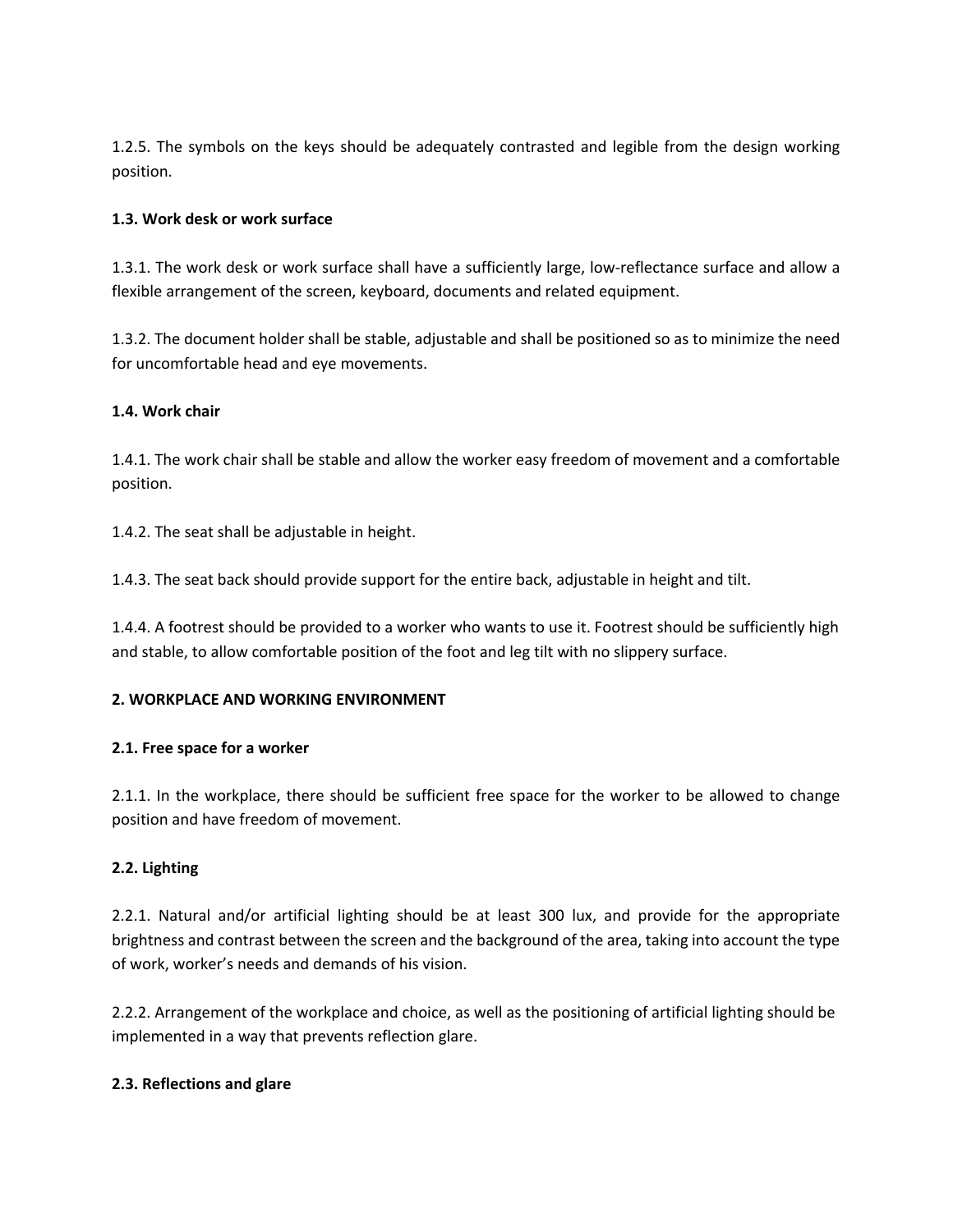1.2.5. The symbols on the keys should be adequately contrasted and legible from the design working position.

**1.3. Work desk or work surface**

1.3.1. The work desk or work surface shall have a sufficiently large, low-reflectance surface and allow a flexible arrangement of the screen, keyboard, documents and related equipment.

1.3.2. The document holder shall be stable, adjustable and shall be positioned so as to minimize the need for uncomfortable head and eye movements.

**1.4. Work chair**

1.4.1. The work chair shall be stable and allow the worker easy freedom of movement and a comfortable position.

1.4.2. The seat shall be adjustable in height.

1.4.3. The seat back should provide support for the entire back, adjustable in height and tilt.

1.4.4. A footrest should be provided to a worker who wants to use it. Footrest should be sufficiently high and stable, to allow comfortable position of the foot and leg tilt with no slippery surface.

**2. WORKPLACE AND WORKING ENVIRONMENT**

**2.1. Free space for a worker**

2.1.1. In the workplace, there should be sufficient free space for the worker to be allowed to change position and have freedom of movement.

**2.2. Lighting**

2.2.1. Natural and/or artificial lighting should be at least 300 lux, and provide for the appropriate brightness and contrast between the screen and the background of the area, taking into account the type of work, worker's needs and demands of his vision.

2.2.2. Arrangement of the workplace and choice, as well as the positioning of artificial lighting should be implemented in a way that prevents reflection glare.

**2.3. Reflections and glare**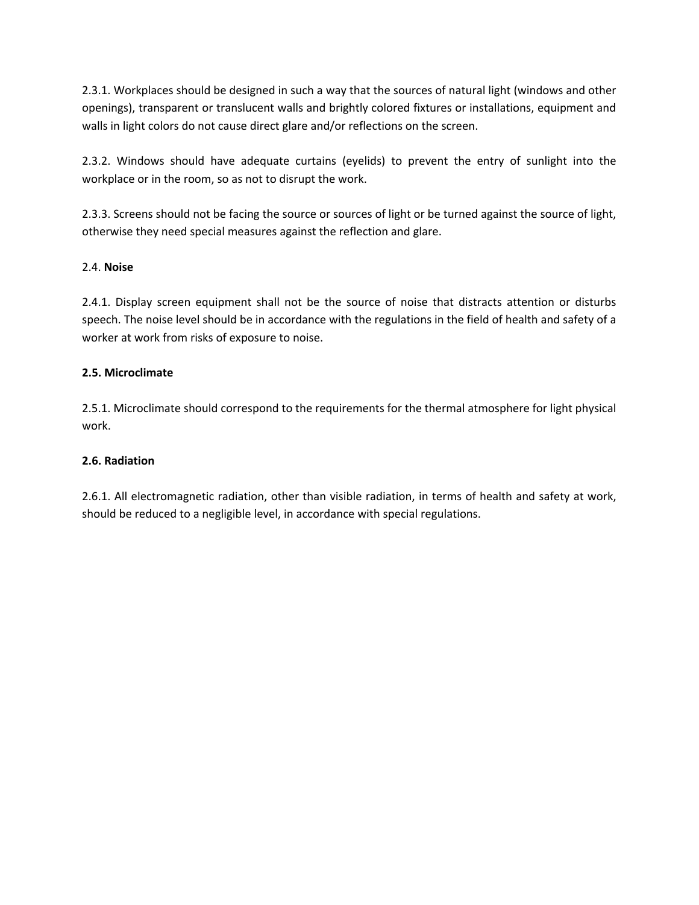2.3.1. Workplaces should be designed in such a way that the sources of natural light (windows and other openings), transparent or translucent walls and brightly colored fixtures or installations, equipment and walls in light colors do not cause direct glare and/or reflections on the screen.

2.3.2. Windows should have adequate curtains (eyelids) to prevent the entry of sunlight into the workplace or in the room, so as not to disrupt the work.

2.3.3. Screens should not be facing the source or sources of light or be turned against the source of light, otherwise they need special measures against the reflection and glare.

2.4. **Noise**

2.4.1. Display screen equipment shall not be the source of noise that distracts attention or disturbs speech. The noise level should be in accordance with the regulations in the field of health and safety of a worker at work from risks of exposure to noise.

**2.5. Microclimate**

2.5.1. Microclimate should correspond to the requirements for the thermal atmosphere for light physical work.

**2.6. Radiation**

2.6.1. All electromagnetic radiation, other than visible radiation, in terms of health and safety at work, should be reduced to a negligible level, in accordance with special regulations.